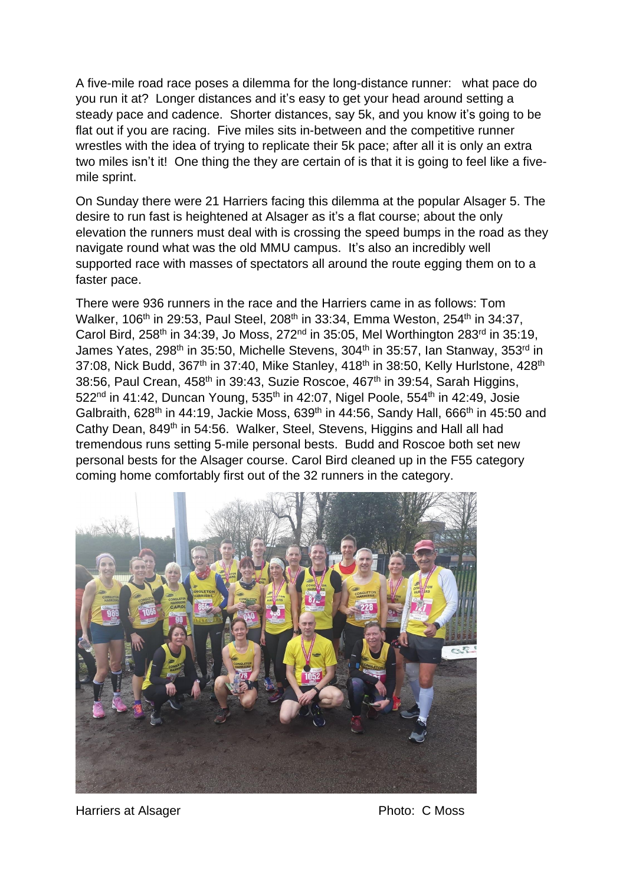A five-mile road race poses a dilemma for the long-distance runner: what pace do you run it at? Longer distances and it's easy to get your head around setting a steady pace and cadence. Shorter distances, say 5k, and you know it's going to be flat out if you are racing. Five miles sits in-between and the competitive runner wrestles with the idea of trying to replicate their 5k pace; after all it is only an extra two miles isn't it! One thing the they are certain of is that it is going to feel like a five-mile sprint.

On Sunday there were 21 Harriers facing this dilemma at the popular Alsager 5. The desire to run fast is heightened at Alsager as it's a flat course; about the only elevation the runners must deal with is crossing the speed bumps in the road as they navigate round what was the old MMU campus. It's also an incredibly well supported race with masses of spectators all around the route egging them on to a faster pace.

There were 936 runners in the race and the Harriers came in as follows: Tom Walker, 106th in 29:53, Paul Steel, 208th in 33:34, Emma Weston, 254th in 34:37, Carol Bird, 258th in 34:39, Jo Moss, 272nd in 35:05, Mel Worthington 283rd in 35:19, James Yates, 298th in 35:50, Michelle Stevens, 304th in 35:57, Ian Stanway, 353rd in 37:08, Nick Budd, 367th in 37:40, Mike Stanley, 418th in 38:50, Kelly Hurlstone, 428th 38:56, Paul Crean, 458th in 39:43, Suzie Roscoe, 467th in 39:54, Sarah Higgins, 522nd in 41:42, Duncan Young, 535th in 42:07, Nigel Poole, 554th in 42:49, Josie Galbraith, 628th in 44:19, Jackie Moss, 639th in 44:56, Sandy Hall, 666th in 45:50 and Cathy Dean, 849th in 54:56. Walker, Steel, Stevens, Higgins and Hall all had tremendous runs setting 5-mile personal bests. Budd and Roscoe both set new personal bests for the Alsager course. Carol Bird cleaned up in the F55 category coming home comfortably first out of the 32 runners in the category.

Harriers at Alsager Photo: C Moss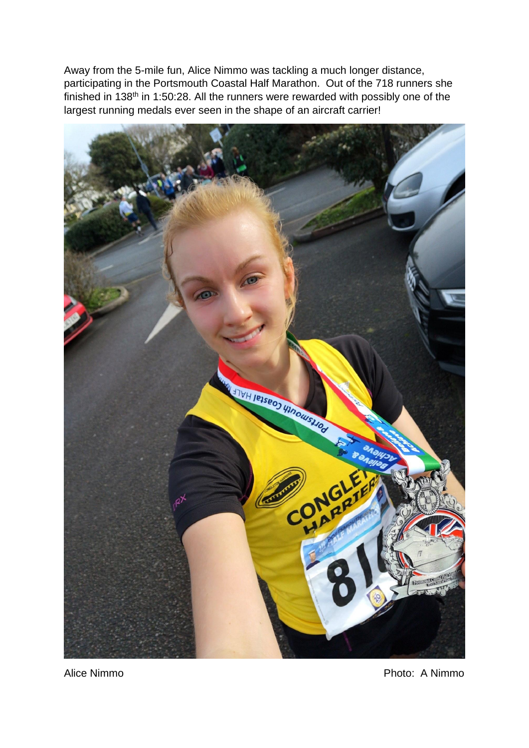Away from the 5-mile fun, Alice Nimmo was tackling a much longer distance, participating in the Portsmouth Coastal Half Marathon. Out of the 718 runners she finished in 138th in 1:50:28. All the runners were rewarded with possibly one of the largest running medals ever seen in the shape of an aircraft carrier!

Alice Nimmo Photo: A Nimmo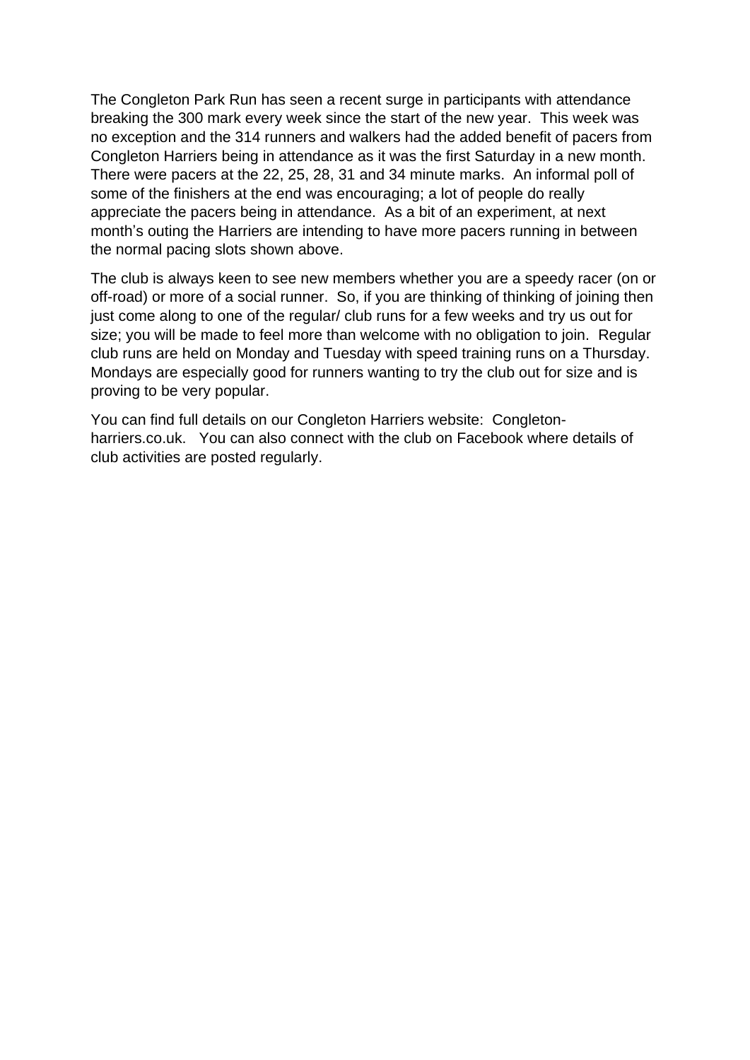The Congleton Park Run has seen a recent surge in participants with attendance breaking the 300 mark every week since the start of the new year. This week was no exception and the 314 runners and walkers had the added benefit of pacers from Congleton Harriers being in attendance as it was the first Saturday in a new month. There were pacers at the 22, 25, 28, 31 and 34 minute marks. An informal poll of some of the finishers at the end was encouraging; a lot of people do really appreciate the pacers being in attendance. As a bit of an experiment, at next month's outing the Harriers are intending to have more pacers running in between the normal pacing slots shown above.

The club is always keen to see new members whether you are a speedy racer (on or off-road) or more of a social runner. So, if you are thinking of thinking of joining then just come along to one of the regular/ club runs for a few weeks and try us out for size; you will be made to feel more than welcome with no obligation to join. Regular club runs are held on Monday and Tuesday with speed training runs on a Thursday. Mondays are especially good for runners wanting to try the club out for size and is proving to be very popular.

You can find full details on our Congleton Harriers website: Congleton-harriers.co.uk. You can also connect with the club on Facebook where details of club activities are posted regularly.